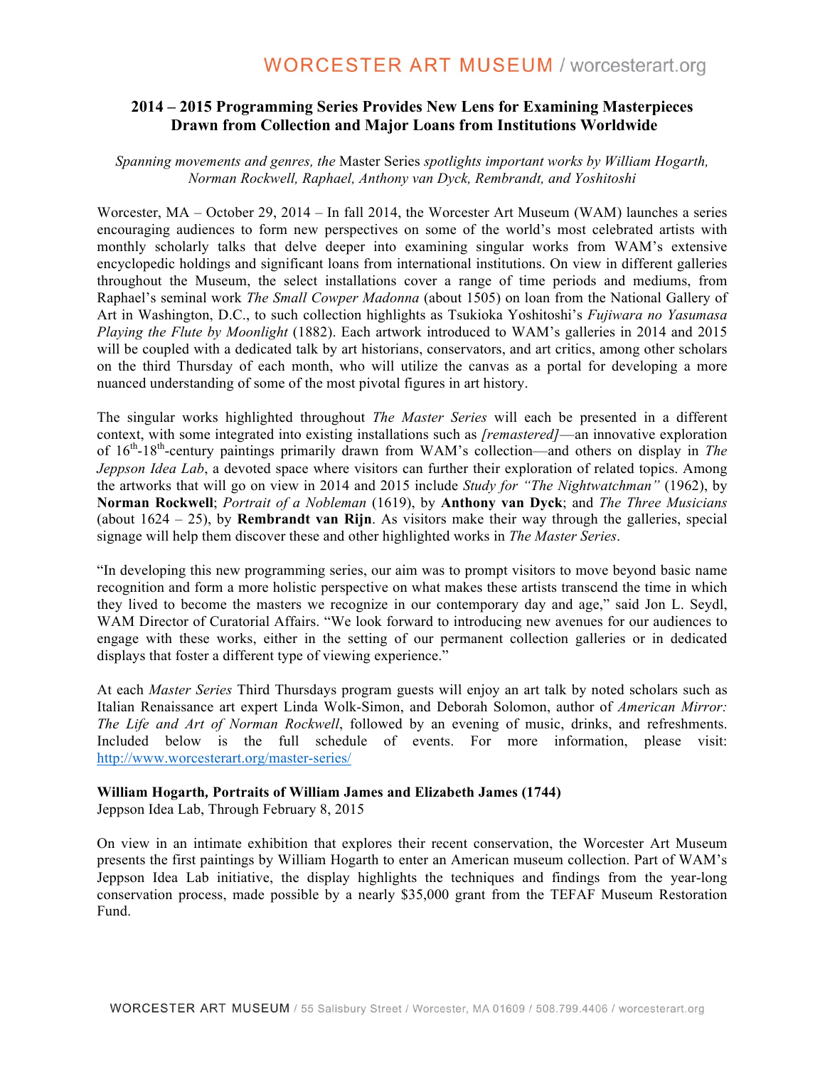WORCESTER ART MUSEUM / worcesterart.org

## 2014 – 2015 Programming Series Provides New Lens for Examining Masterpieces Drawn from Collection and Major Loans from Institutions Worldwide

*Spanning movements and genres, the* Master Series *spotlights important works by William Hogarth, Norman Rockwell, Raphael, Anthony van Dyck, Rembrandt, and Yoshitoshi*

Worcester, MA – October 29, 2014 – In fall 2014, the Worcester Art Museum (WAM) launches a series encouraging audiences to form new perspectives on some of the world's most celebrated artists with monthly scholarly talks that delve deeper into examining singular works from WAM's extensive encyclopedic holdings and significant loans from international institutions. On view in different galleries throughout the Museum, the select installations cover a range of time periods and mediums, from Raphael's seminal work *The Small Cowper Madonna* (about 1505) on loan from the National Gallery of Art in Washington, D.C., to such collection highlights as Tsukioka Yoshitoshi's *Fujiwara no Yasumasa Playing the Flute by Moonlight* (1882). Each artwork introduced to WAM's galleries in 2014 and 2015 will be coupled with a dedicated talk by art historians, conservators, and art critics, among other scholars on the third Thursday of each month, who will utilize the canvas as a portal for developing a more nuanced understanding of some of the most pivotal figures in art history.

The singular works highlighted throughout *The Master Series* will each be presented in a different context, with some integrated into existing installations such as *[remastered]*—an innovative exploration of 16th-18th-century paintings primarily drawn from WAM's collection—and others on display in *The Jeppson Idea Lab*, a devoted space where visitors can further their exploration of related topics. Among the artworks that will go on view in 2014 and 2015 include *Study for "The Nightwatchman"* (1962), by **Norman Rockwell**; *Portrait of a Nobleman* (1619), by **Anthony van Dyck**; and *The Three Musicians* (about 1624 – 25), by **Rembrandt van Rijn**. As visitors make their way through the galleries, special signage will help them discover these and other highlighted works in *The Master Series*.

"In developing this new programming series, our aim was to prompt visitors to move beyond basic name recognition and form a more holistic perspective on what makes these artists transcend the time in which they lived to become the masters we recognize in our contemporary day and age," said Jon L. Seydl, WAM Director of Curatorial Affairs. "We look forward to introducing new avenues for our audiences to engage with these works, either in the setting of our permanent collection galleries or in dedicated displays that foster a different type of viewing experience."

At each *Master Series* Third Thursdays program guests will enjoy an art talk by noted scholars such as Italian Renaissance art expert Linda Wolk-Simon, and Deborah Solomon, author of *American Mirror: The Life and Art of Norman Rockwell*, followed by an evening of music, drinks, and refreshments. Included below is the full schedule of events. For more information, please visit: http://www.worcesterart.org/master-series/

**William Hogarth, Portraits of William James and Elizabeth James (1744)**
Jeppson Idea Lab, Through February 8, 2015

On view in an intimate exhibition that explores their recent conservation, the Worcester Art Museum presents the first paintings by William Hogarth to enter an American museum collection. Part of WAM's Jeppson Idea Lab initiative, the display highlights the techniques and findings from the year-long conservation process, made possible by a nearly $35,000 grant from the TEFAF Museum Restoration Fund.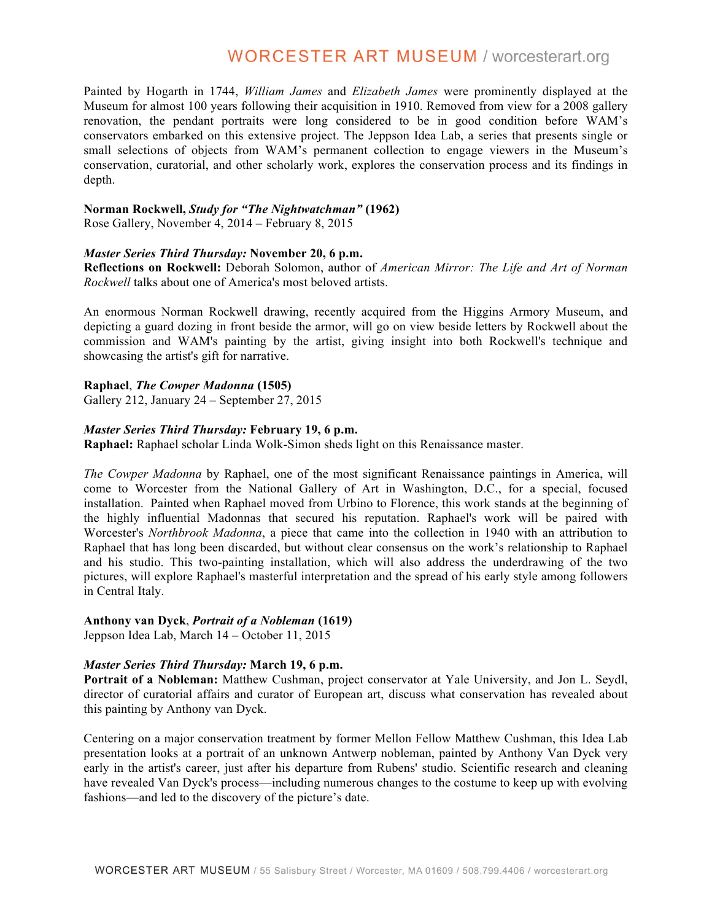Painted by Hogarth in 1744, *William James* and *Elizabeth James* were prominently displayed at the Museum for almost 100 years following their acquisition in 1910. Removed from view for a 2008 gallery renovation, the pendant portraits were long considered to be in good condition before WAM's conservators embarked on this extensive project. The Jeppson Idea Lab, a series that presents single or small selections of objects from WAM's permanent collection to engage viewers in the Museum's conservation, curatorial, and other scholarly work, explores the conservation process and its findings in depth.

**Norman Rockwell, *Study for "The Nightwatchman"* (1962)**
Rose Gallery, November 4, 2014 – February 8, 2015

***Master Series Third Thursday:* November 20, 6 p.m.**
**Reflections on Rockwell:** Deborah Solomon, author of *American Mirror: The Life and Art of Norman Rockwell* talks about one of America's most beloved artists.

An enormous Norman Rockwell drawing, recently acquired from the Higgins Armory Museum, and depicting a guard dozing in front beside the armor, will go on view beside letters by Rockwell about the commission and WAM's painting by the artist, giving insight into both Rockwell's technique and showcasing the artist's gift for narrative.

**Raphael, *The Cowper Madonna* (1505)**
Gallery 212, January 24 – September 27, 2015

***Master Series Third Thursday:* February 19, 6 p.m.**
**Raphael:** Raphael scholar Linda Wolk-Simon sheds light on this Renaissance master.

*The Cowper Madonna* by Raphael, one of the most significant Renaissance paintings in America, will come to Worcester from the National Gallery of Art in Washington, D.C., for a special, focused installation. Painted when Raphael moved from Urbino to Florence, this work stands at the beginning of the highly influential Madonnas that secured his reputation. Raphael's work will be paired with Worcester's *Northbrook Madonna*, a piece that came into the collection in 1940 with an attribution to Raphael that has long been discarded, but without clear consensus on the work's relationship to Raphael and his studio. This two-painting installation, which will also address the underdrawing of the two pictures, will explore Raphael's masterful interpretation and the spread of his early style among followers in Central Italy.

**Anthony van Dyck, *Portrait of a Nobleman* (1619)**
Jeppson Idea Lab, March 14 – October 11, 2015

***Master Series Third Thursday:* March 19, 6 p.m.**
**Portrait of a Nobleman:** Matthew Cushman, project conservator at Yale University, and Jon L. Seydl, director of curatorial affairs and curator of European art, discuss what conservation has revealed about this painting by Anthony van Dyck.

Centering on a major conservation treatment by former Mellon Fellow Matthew Cushman, this Idea Lab presentation looks at a portrait of an unknown Antwerp nobleman, painted by Anthony Van Dyck very early in the artist's career, just after his departure from Rubens' studio. Scientific research and cleaning have revealed Van Dyck's process—including numerous changes to the costume to keep up with evolving fashions—and led to the discovery of the picture's date.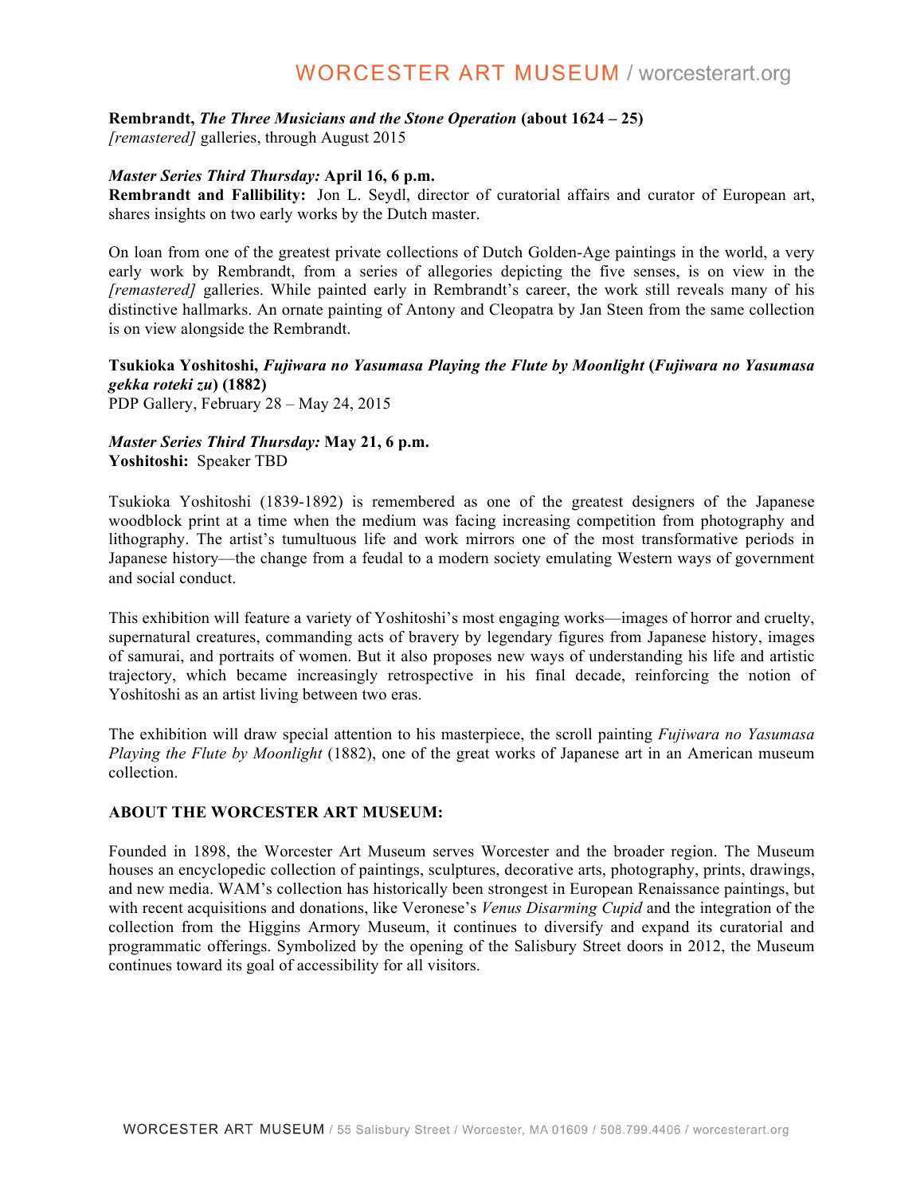**Rembrandt, *The Three Musicians and the Stone Operation* (about 1624 – 25)**
*[remastered]* galleries, through August 2015

***Master Series Third Thursday:* April 16, 6 p.m.**
**Rembrandt and Fallibility:** Jon L. Seydl, director of curatorial affairs and curator of European art, shares insights on two early works by the Dutch master.

On loan from one of the greatest private collections of Dutch Golden-Age paintings in the world, a very early work by Rembrandt, from a series of allegories depicting the five senses, is on view in the *[remastered]* galleries. While painted early in Rembrandt's career, the work still reveals many of his distinctive hallmarks. An ornate painting of Antony and Cleopatra by Jan Steen from the same collection is on view alongside the Rembrandt.

**Tsukioka Yoshitoshi, *Fujiwara no Yasumasa Playing the Flute by Moonlight* (*Fujiwara no Yasumasa gekka roteki zu*) (1882)**
PDP Gallery, February 28 – May 24, 2015

***Master Series Third Thursday:* May 21, 6 p.m.**
**Yoshitoshi:** Speaker TBD

Tsukioka Yoshitoshi (1839-1892) is remembered as one of the greatest designers of the Japanese woodblock print at a time when the medium was facing increasing competition from photography and lithography. The artist's tumultuous life and work mirrors one of the most transformative periods in Japanese history—the change from a feudal to a modern society emulating Western ways of government and social conduct.

This exhibition will feature a variety of Yoshitoshi's most engaging works—images of horror and cruelty, supernatural creatures, commanding acts of bravery by legendary figures from Japanese history, images of samurai, and portraits of women. But it also proposes new ways of understanding his life and artistic trajectory, which became increasingly retrospective in his final decade, reinforcing the notion of Yoshitoshi as an artist living between two eras.

The exhibition will draw special attention to his masterpiece, the scroll painting *Fujiwara no Yasumasa Playing the Flute by Moonlight* (1882), one of the great works of Japanese art in an American museum collection.

**ABOUT THE WORCESTER ART MUSEUM:**

Founded in 1898, the Worcester Art Museum serves Worcester and the broader region. The Museum houses an encyclopedic collection of paintings, sculptures, decorative arts, photography, prints, drawings, and new media. WAM's collection has historically been strongest in European Renaissance paintings, but with recent acquisitions and donations, like Veronese's *Venus Disarming Cupid* and the integration of the collection from the Higgins Armory Museum, it continues to diversify and expand its curatorial and programmatic offerings. Symbolized by the opening of the Salisbury Street doors in 2012, the Museum continues toward its goal of accessibility for all visitors.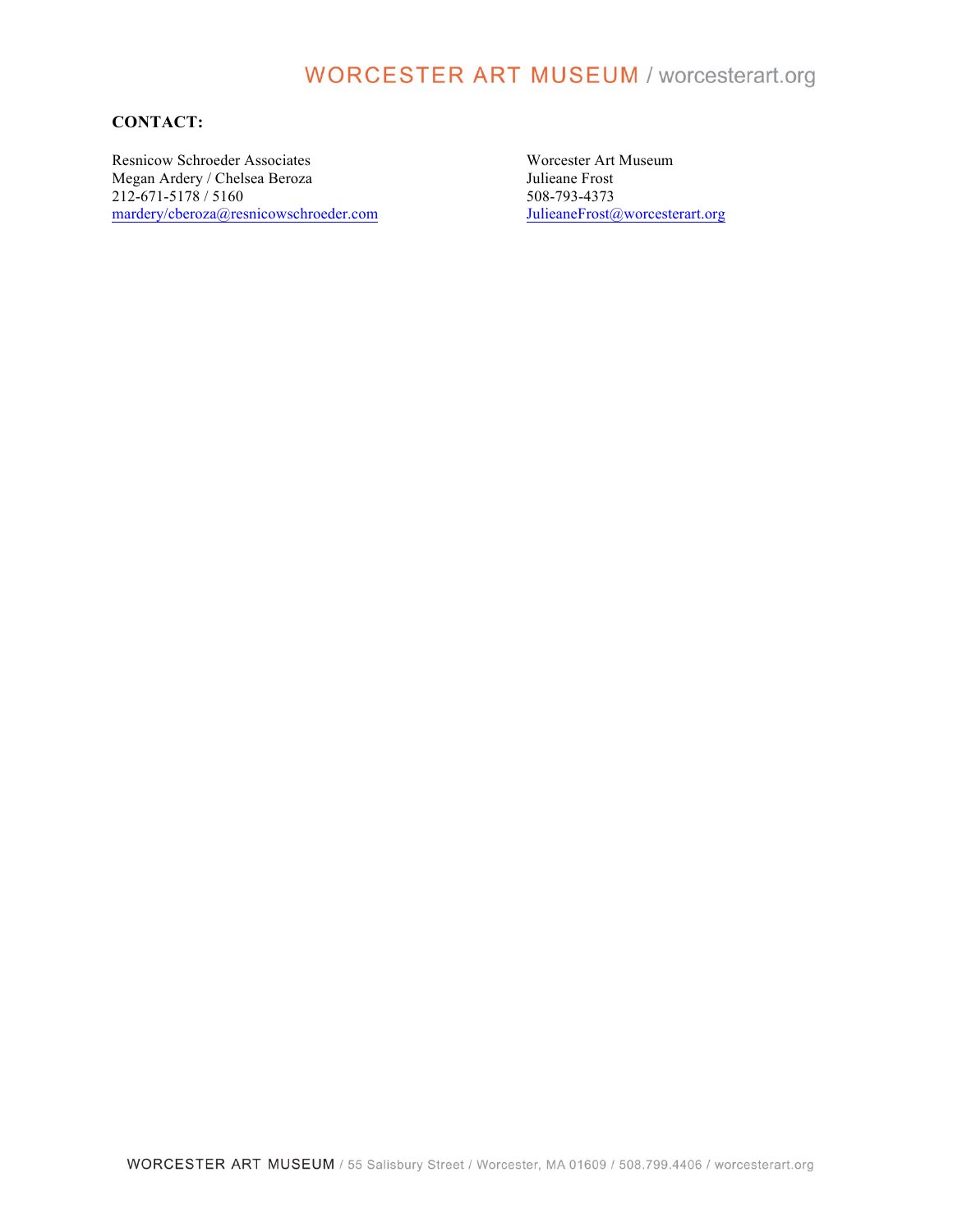**CONTACT:**

Resnicow Schroeder Associates
Megan Ardery / Chelsea Beroza
212-671-5178 / 5160
mardery/cberoza@resnicowschroeder.com

Worcester Art Museum
Julieane Frost
508-793-4373
JulieaneFrost@worcesterart.org